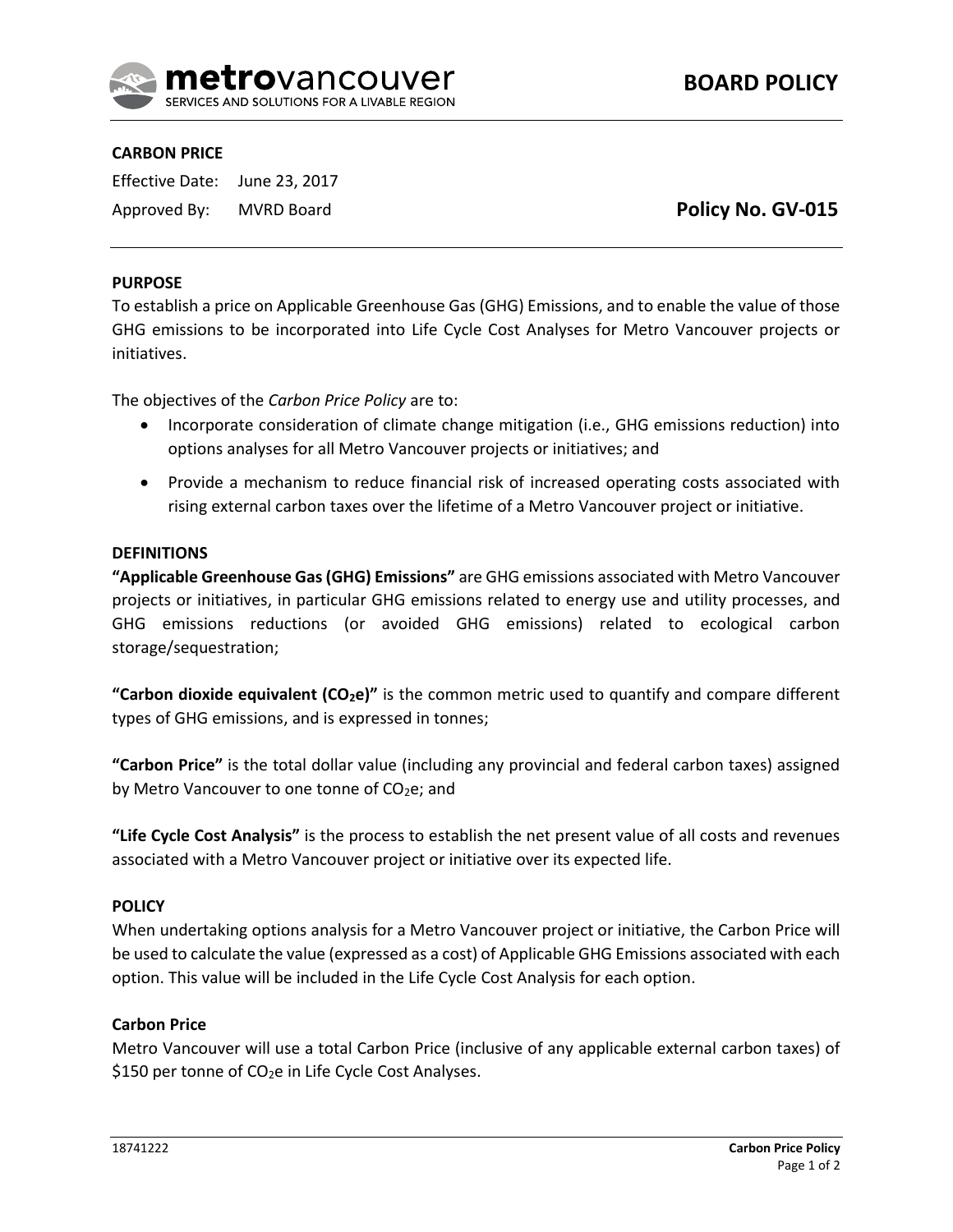# BOARD POLICY

**CARBON PRICE**

Effective Date: June 23, 2017

Approved By: MVRD Board

**Policy No. GV-015**

## PURPOSE

To establish a price on Applicable Greenhouse Gas (GHG) Emissions, and to enable the value of those GHG emissions to be incorporated into Life Cycle Cost Analyses for Metro Vancouver projects or initiatives.

The objectives of the *Carbon Price Policy* are to:

- Incorporate consideration of climate change mitigation (i.e., GHG emissions reduction) into options analyses for all Metro Vancouver projects or initiatives; and
- Provide a mechanism to reduce financial risk of increased operating costs associated with rising external carbon taxes over the lifetime of a Metro Vancouver project or initiative.

## DEFINITIONS

**"Applicable Greenhouse Gas (GHG) Emissions"** are GHG emissions associated with Metro Vancouver projects or initiatives, in particular GHG emissions related to energy use and utility processes, and GHG emissions reductions (or avoided GHG emissions) related to ecological carbon storage/sequestration;

**"Carbon dioxide equivalent ($CO_2e$)"** is the common metric used to quantify and compare different types of GHG emissions, and is expressed in tonnes;

**"Carbon Price"** is the total dollar value (including any provincial and federal carbon taxes) assigned by Metro Vancouver to one tonne of $CO_2e$; and

**"Life Cycle Cost Analysis"** is the process to establish the net present value of all costs and revenues associated with a Metro Vancouver project or initiative over its expected life.

## POLICY

When undertaking options analysis for a Metro Vancouver project or initiative, the Carbon Price will be used to calculate the value (expressed as a cost) of Applicable GHG Emissions associated with each option. This value will be included in the Life Cycle Cost Analysis for each option.

### Carbon Price

Metro Vancouver will use a total Carbon Price (inclusive of any applicable external carbon taxes) of $150 per tonne of $CO_2e$ in Life Cycle Cost Analyses.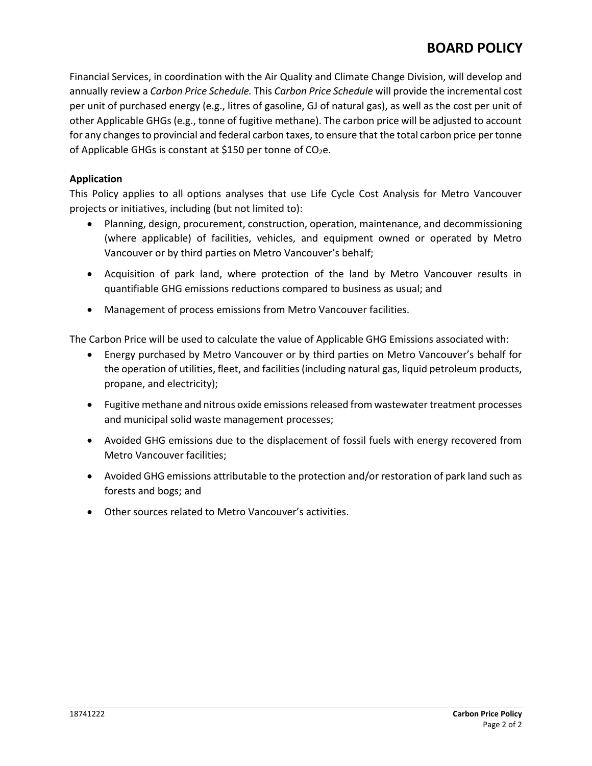Financial Services, in coordination with the Air Quality and Climate Change Division, will develop and annually review a *Carbon Price Schedule.* This *Carbon Price Schedule* will provide the incremental cost per unit of purchased energy (e.g., litres of gasoline, GJ of natural gas), as well as the cost per unit of other Applicable GHGs (e.g., tonne of fugitive methane). The carbon price will be adjusted to account for any changes to provincial and federal carbon taxes, to ensure that the total carbon price per tonne of Applicable GHGs is constant at $150 per tonne of $CO_2$e.

**Application**

This Policy applies to all options analyses that use Life Cycle Cost Analysis for Metro Vancouver projects or initiatives, including (but not limited to):

- Planning, design, procurement, construction, operation, maintenance, and decommissioning (where applicable) of facilities, vehicles, and equipment owned or operated by Metro Vancouver or by third parties on Metro Vancouver's behalf;
- Acquisition of park land, where protection of the land by Metro Vancouver results in quantifiable GHG emissions reductions compared to business as usual; and
- Management of process emissions from Metro Vancouver facilities.

The Carbon Price will be used to calculate the value of Applicable GHG Emissions associated with:

- Energy purchased by Metro Vancouver or by third parties on Metro Vancouver's behalf for the operation of utilities, fleet, and facilities (including natural gas, liquid petroleum products, propane, and electricity);
- Fugitive methane and nitrous oxide emissions released from wastewater treatment processes and municipal solid waste management processes;
- Avoided GHG emissions due to the displacement of fossil fuels with energy recovered from Metro Vancouver facilities;
- Avoided GHG emissions attributable to the protection and/or restoration of park land such as forests and bogs; and
- Other sources related to Metro Vancouver's activities.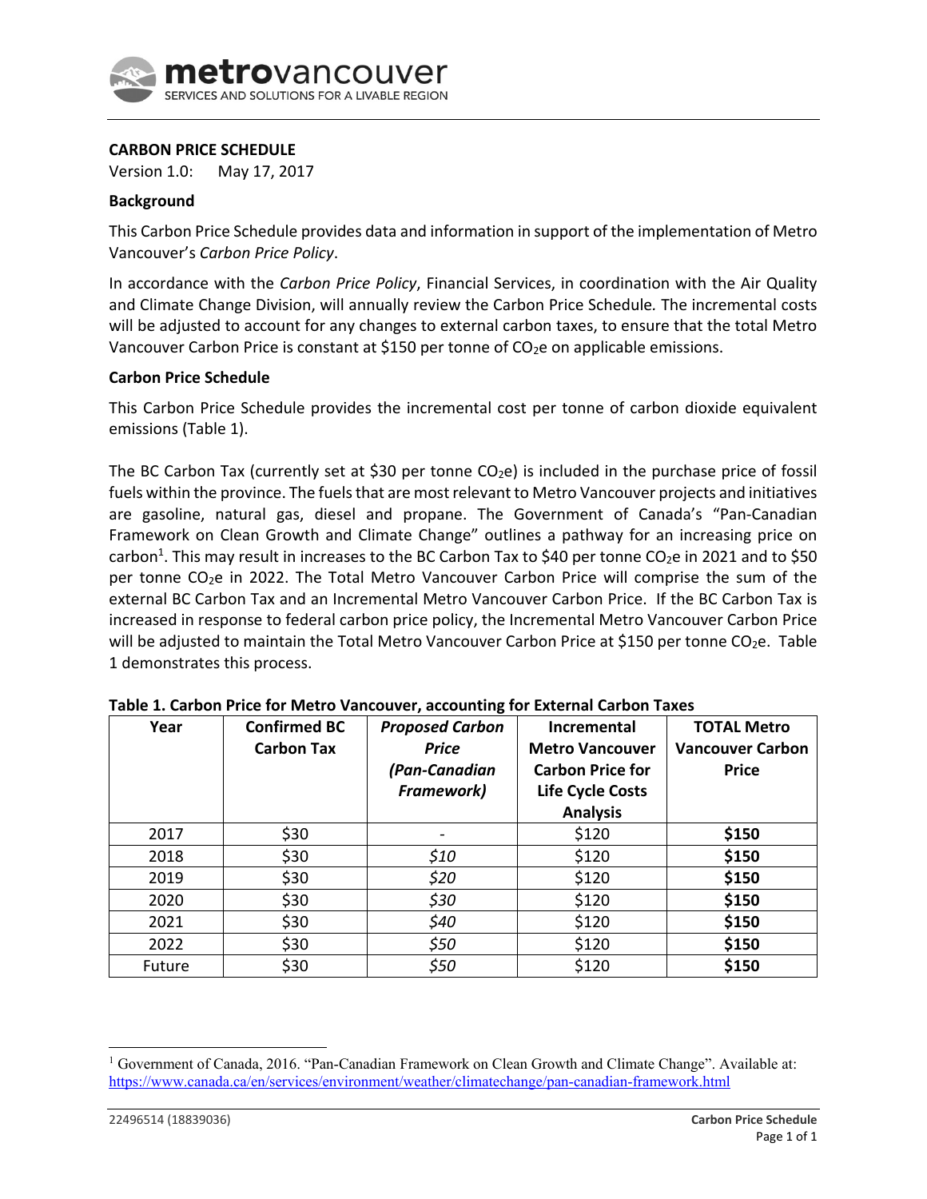**metro**vancouver
SERVICES AND SOLUTIONS FOR A LIVABLE REGION

**CARBON PRICE SCHEDULE**

Version 1.0: May 17, 2017

**Background**

This Carbon Price Schedule provides data and information in support of the implementation of Metro Vancouver's *Carbon Price Policy*.

In accordance with the *Carbon Price Policy*, Financial Services, in coordination with the Air Quality and Climate Change Division, will annually review the Carbon Price Schedule. The incremental costs will be adjusted to account for any changes to external carbon taxes, to ensure that the total Metro Vancouver Carbon Price is constant at \$150 per tonne of $CO_2e$ on applicable emissions.

**Carbon Price Schedule**

This Carbon Price Schedule provides the incremental cost per tonne of carbon dioxide equivalent emissions (Table 1).

The BC Carbon Tax (currently set at \$30 per tonne $CO_2e$) is included in the purchase price of fossil fuels within the province. The fuels that are most relevant to Metro Vancouver projects and initiatives are gasoline, natural gas, diesel and propane. The Government of Canada's "Pan-Canadian Framework on Clean Growth and Climate Change" outlines a pathway for an increasing price on carbon[1]. This may result in increases to the BC Carbon Tax to \$40 per tonne $CO_2e$ in 2021 and to \$50 per tonne $CO_2e$ in 2022. The Total Metro Vancouver Carbon Price will comprise the sum of the external BC Carbon Tax and an Incremental Metro Vancouver Carbon Price. If the BC Carbon Tax is increased in response to federal carbon price policy, the Incremental Metro Vancouver Carbon Price will be adjusted to maintain the Total Metro Vancouver Carbon Price at \$150 per tonne $CO_2e$. Table 1 demonstrates this process.

**Table 1. Carbon Price for Metro Vancouver, accounting for External Carbon Taxes**

| Year | Confirmed BC Carbon Tax | *Proposed Carbon Price (Pan-Canadian Framework)* | Incremental Metro Vancouver Carbon Price for Life Cycle Costs Analysis | TOTAL Metro Vancouver Carbon Price |
|---|---|---|---|---|
| 2017 | \$30 | - | \$120 | **\$150** |
| 2018 | \$30 | *\$10* | \$120 | **\$150** |
| 2019 | \$30 | *\$20* | \$120 | **\$150** |
| 2020 | \$30 | *\$30* | \$120 | **\$150** |
| 2021 | \$30 | *\$40* | \$120 | **\$150** |
| 2022 | \$30 | *\$50* | \$120 | **\$150** |
| Future | \$30 | *\$50* | \$120 | **\$150** |

[1] Government of Canada, 2016. "Pan-Canadian Framework on Clean Growth and Climate Change". Available at: https://www.canada.ca/en/services/environment/weather/climatechange/pan-canadian-framework.html

22496514 (18839036) **Carbon Price Schedule**